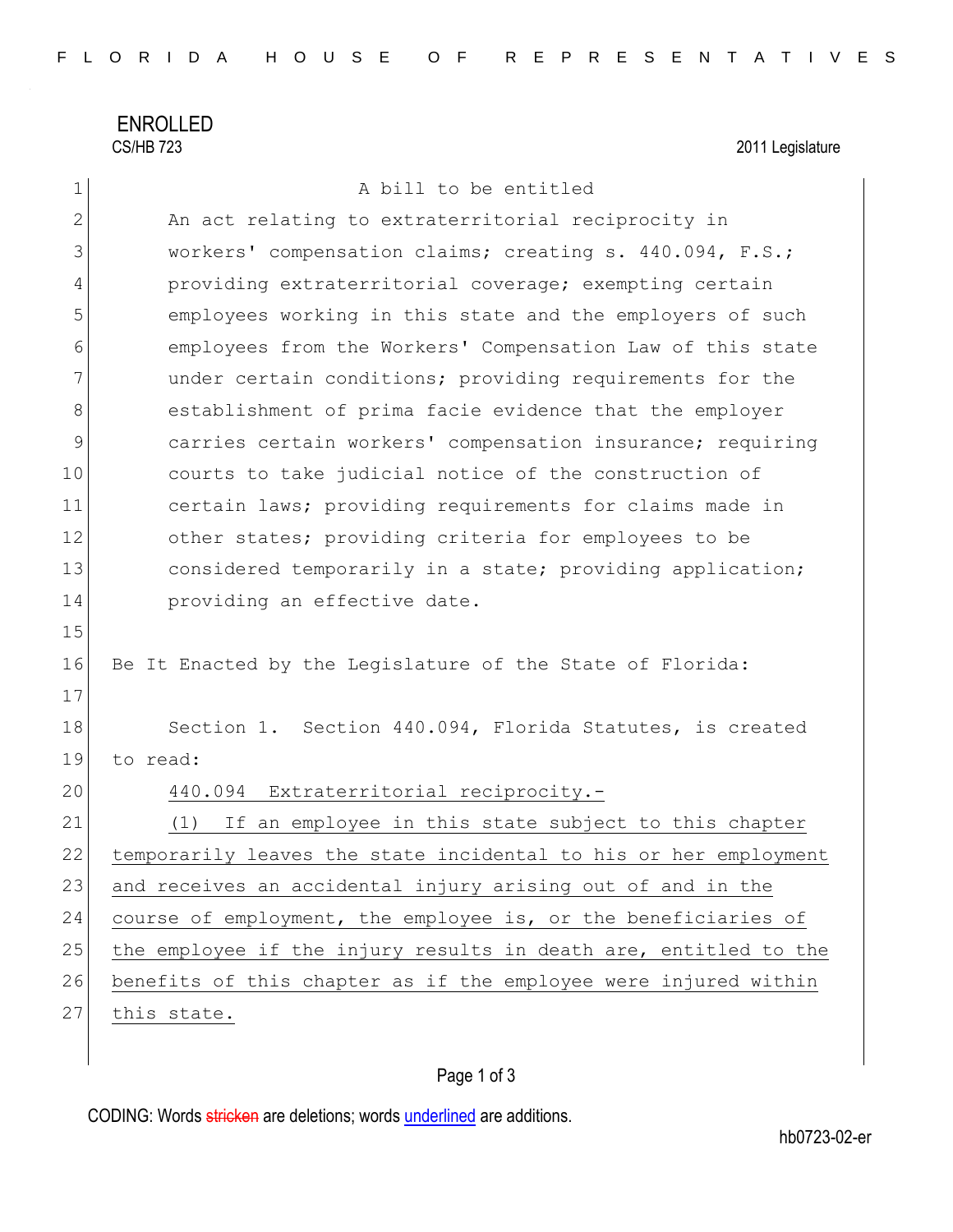ENROLLED

CS/HB 723 2011 Legislature

A bill to be entitled

An act relating to extraterritorial reciprocity in workers' compensation claims; creating s. 440.094, F.S.; providing extraterritorial coverage; exempting certain employees working in this state and the employers of such employees from the Workers' Compensation Law of this state under certain conditions; providing requirements for the establishment of prima facie evidence that the employer carries certain workers' compensation insurance; requiring courts to take judicial notice of the construction of certain laws; providing requirements for claims made in other states; providing criteria for employees to be considered temporarily in a state; providing application; providing an effective date.

Be It Enacted by the Legislature of the State of Florida:

Section 1. Section 440.094, Florida Statutes, is created to read:

<u>440.094 Extraterritorial reciprocity.-</u>

<u>(1) If an employee in this state subject to this chapter temporarily leaves the state incidental to his or her employment and receives an accidental injury arising out of and in the course of employment, the employee is, or the beneficiaries of the employee if the injury results in death are, entitled to the benefits of this chapter as if the employee were injured within this state.</u>

CODING: Words stricken are deletions; words underlined are additions.

hb0723-02-er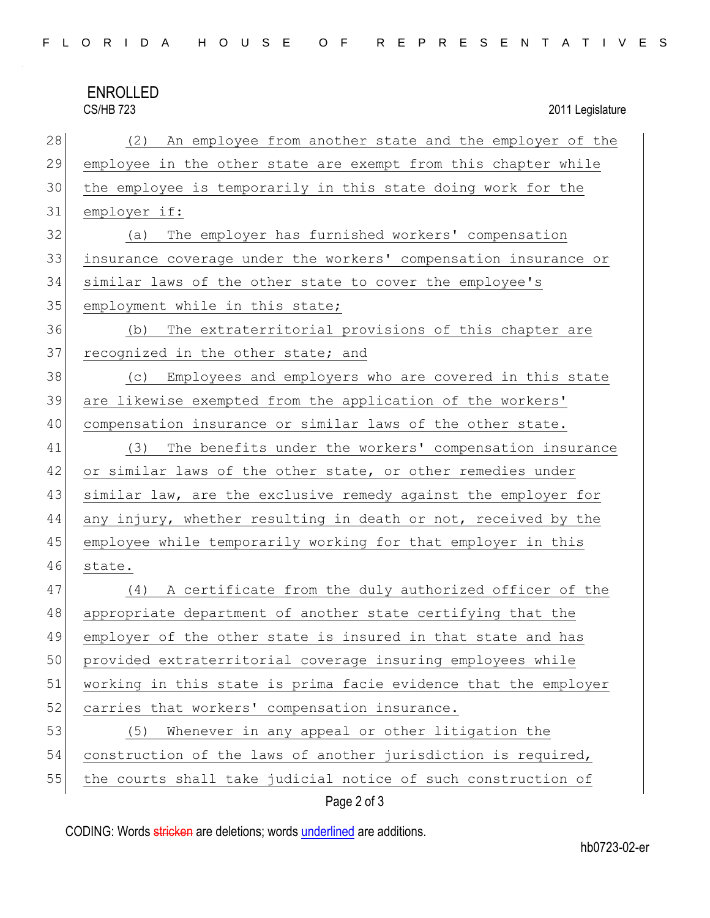(2) An employee from another state and the employer of the employee in the other state are exempt from this chapter while the employee is temporarily in this state doing work for the employer if:

(a) The employer has furnished workers' compensation insurance coverage under the workers' compensation insurance or similar laws of the other state to cover the employee's employment while in this state;

(b) The extraterritorial provisions of this chapter are recognized in the other state; and

(c) Employees and employers who are covered in this state are likewise exempted from the application of the workers' compensation insurance or similar laws of the other state.

(3) The benefits under the workers' compensation insurance or similar laws of the other state, or other remedies under similar law, are the exclusive remedy against the employer for any injury, whether resulting in death or not, received by the employee while temporarily working for that employer in this state.

(4) A certificate from the duly authorized officer of the appropriate department of another state certifying that the employer of the other state is insured in that state and has provided extraterritorial coverage insuring employees while working in this state is prima facie evidence that the employer carries that workers' compensation insurance.

(5) Whenever in any appeal or other litigation the construction of the laws of another jurisdiction is required, the courts shall take judicial notice of such construction of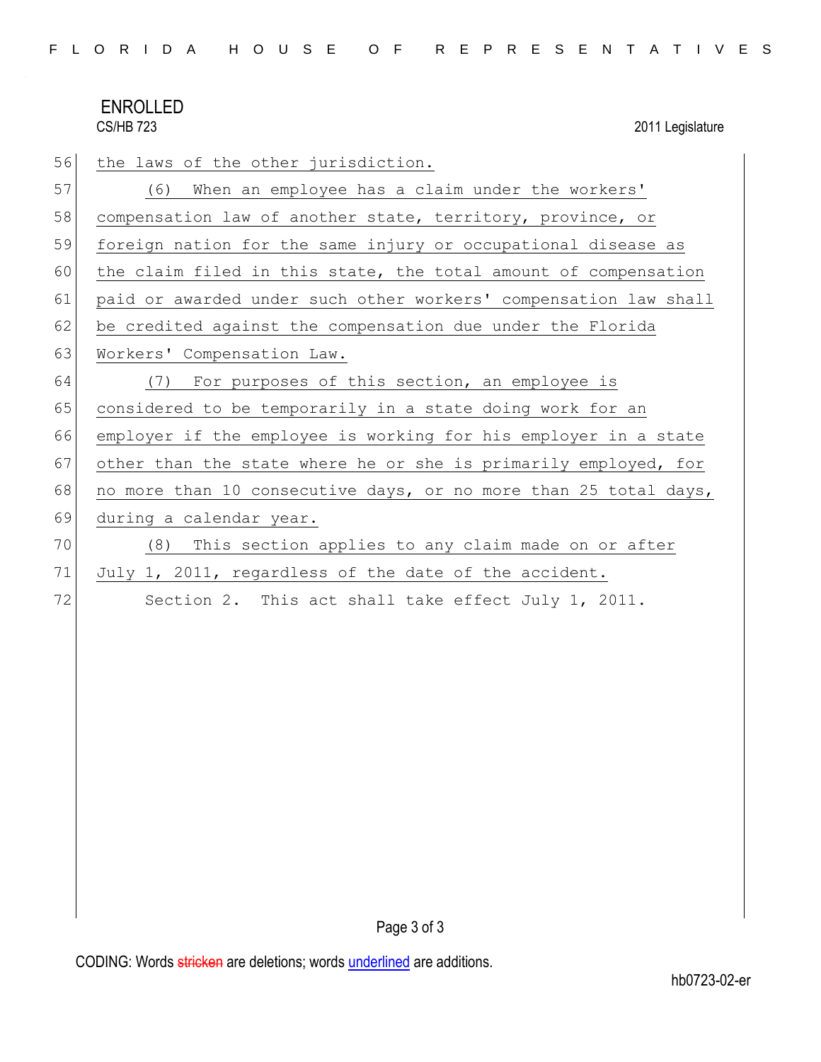the laws of the other jurisdiction.

(6) When an employee has a claim under the workers' compensation law of another state, territory, province, or foreign nation for the same injury or occupational disease as the claim filed in this state, the total amount of compensation paid or awarded under such other workers' compensation law shall be credited against the compensation due under the Florida Workers' Compensation Law.

(7) For purposes of this section, an employee is considered to be temporarily in a state doing work for an employer if the employee is working for his employer in a state other than the state where he or she is primarily employed, for no more than 10 consecutive days, or no more than 25 total days, during a calendar year.

(8) This section applies to any claim made on or after July 1, 2011, regardless of the date of the accident.

Section 2. This act shall take effect July 1, 2011.